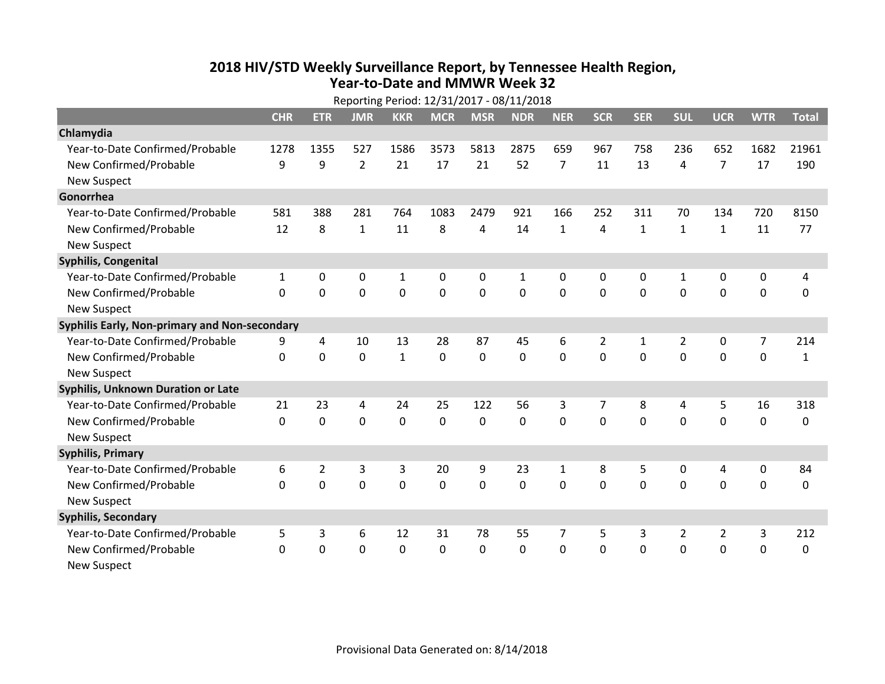# 2018 HIV/STD Weekly Surveillance Report, by Tennessee Health Region, Year-to-Date and MMWR Week 32

Reporting Period: 12/31/2017 - 08/11/2018

| | CHR | ETR | JMR | KKR | MCR | MSR | NDR | NER | SCR | SER | SUL | UCR | WTR | Total |
|---|---|---|---|---|---|---|---|---|---|---|---|---|---|---|
| **Chlamydia** | | | | | | | | | | | | | | |
| Year-to-Date Confirmed/Probable | 1278 | 1355 | 527 | 1586 | 3573 | 5813 | 2875 | 659 | 967 | 758 | 236 | 652 | 1682 | 21961 |
| New Confirmed/Probable | 9 | 9 | 2 | 21 | 17 | 21 | 52 | 7 | 11 | 13 | 4 | 7 | 17 | 190 |
| New Suspect | | | | | | | | | | | | | | |
| **Gonorrhea** | | | | | | | | | | | | | | |
| Year-to-Date Confirmed/Probable | 581 | 388 | 281 | 764 | 1083 | 2479 | 921 | 166 | 252 | 311 | 70 | 134 | 720 | 8150 |
| New Confirmed/Probable | 12 | 8 | 1 | 11 | 8 | 4 | 14 | 1 | 4 | 1 | 1 | 1 | 11 | 77 |
| New Suspect | | | | | | | | | | | | | | |
| **Syphilis, Congenital** | | | | | | | | | | | | | | |
| Year-to-Date Confirmed/Probable | 1 | 0 | 0 | 1 | 0 | 0 | 1 | 0 | 0 | 0 | 1 | 0 | 0 | 4 |
| New Confirmed/Probable | 0 | 0 | 0 | 0 | 0 | 0 | 0 | 0 | 0 | 0 | 0 | 0 | 0 | 0 |
| New Suspect | | | | | | | | | | | | | | |
| **Syphilis Early, Non-primary and Non-secondary** | | | | | | | | | | | | | | |
| Year-to-Date Confirmed/Probable | 9 | 4 | 10 | 13 | 28 | 87 | 45 | 6 | 2 | 1 | 2 | 0 | 7 | 214 |
| New Confirmed/Probable | 0 | 0 | 0 | 1 | 0 | 0 | 0 | 0 | 0 | 0 | 0 | 0 | 0 | 1 |
| New Suspect | | | | | | | | | | | | | | |
| **Syphilis, Unknown Duration or Late** | | | | | | | | | | | | | | |
| Year-to-Date Confirmed/Probable | 21 | 23 | 4 | 24 | 25 | 122 | 56 | 3 | 7 | 8 | 4 | 5 | 16 | 318 |
| New Confirmed/Probable | 0 | 0 | 0 | 0 | 0 | 0 | 0 | 0 | 0 | 0 | 0 | 0 | 0 | 0 |
| New Suspect | | | | | | | | | | | | | | |
| **Syphilis, Primary** | | | | | | | | | | | | | | |
| Year-to-Date Confirmed/Probable | 6 | 2 | 3 | 3 | 20 | 9 | 23 | 1 | 8 | 5 | 0 | 4 | 0 | 84 |
| New Confirmed/Probable | 0 | 0 | 0 | 0 | 0 | 0 | 0 | 0 | 0 | 0 | 0 | 0 | 0 | 0 |
| New Suspect | | | | | | | | | | | | | | |
| **Syphilis, Secondary** | | | | | | | | | | | | | | |
| Year-to-Date Confirmed/Probable | 5 | 3 | 6 | 12 | 31 | 78 | 55 | 7 | 5 | 3 | 2 | 2 | 3 | 212 |
| New Confirmed/Probable | 0 | 0 | 0 | 0 | 0 | 0 | 0 | 0 | 0 | 0 | 0 | 0 | 0 | 0 |
| New Suspect | | | | | | | | | | | | | | |

Provisional Data Generated on: 8/14/2018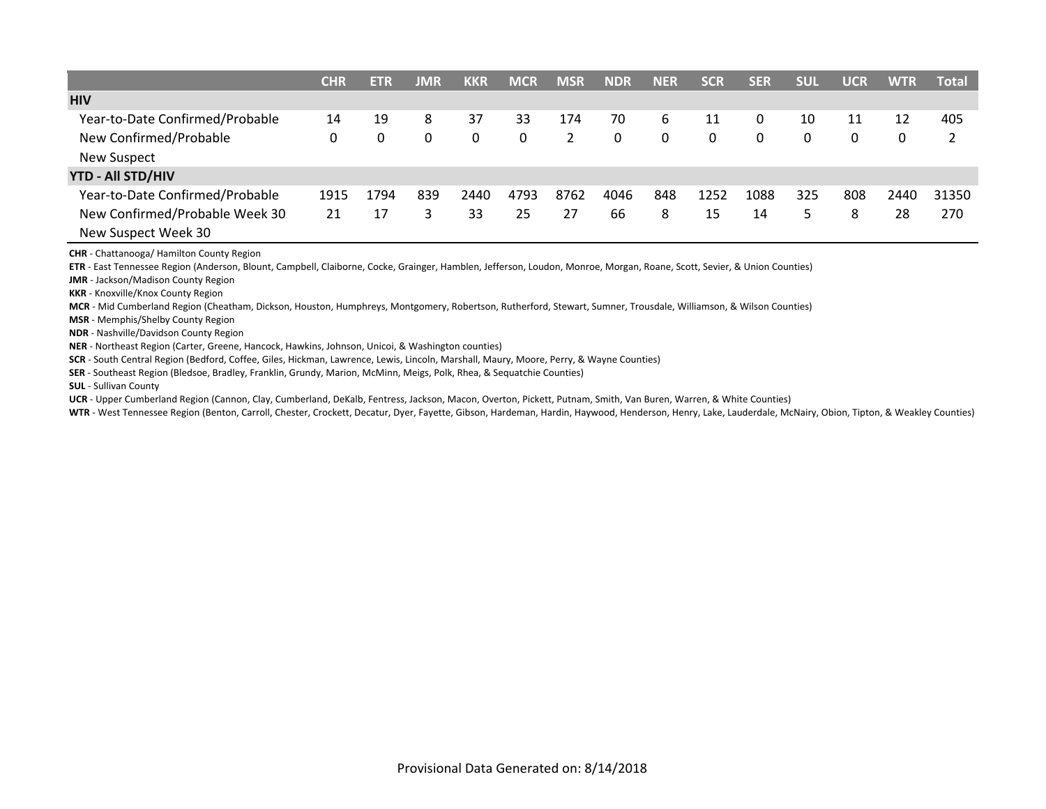| | CHR | ETR | JMR | KKR | MCR | MSR | NDR | NER | SCR | SER | SUL | UCR | WTR | Total |
|---|---|---|---|---|---|---|---|---|---|---|---|---|---|---|
| **HIV** | | | | | | | | | | | | | | |
| Year-to-Date Confirmed/Probable | 14 | 19 | 8 | 37 | 33 | 174 | 70 | 6 | 11 | 0 | 10 | 11 | 12 | 405 |
| New Confirmed/Probable | 0 | 0 | 0 | 0 | 0 | 2 | 0 | 0 | 0 | 0 | 0 | 0 | 0 | 2 |
| New Suspect | | | | | | | | | | | | | | |
| **YTD - All STD/HIV** | | | | | | | | | | | | | | |
| Year-to-Date Confirmed/Probable | 1915 | 1794 | 839 | 2440 | 4793 | 8762 | 4046 | 848 | 1252 | 1088 | 325 | 808 | 2440 | 31350 |
| New Confirmed/Probable Week 30 | 21 | 17 | 3 | 33 | 25 | 27 | 66 | 8 | 15 | 14 | 5 | 8 | 28 | 270 |
| New Suspect Week 30 | | | | | | | | | | | | | | |

**CHR** - Chattanooga/ Hamilton County Region

**ETR** - East Tennessee Region (Anderson, Blount, Campbell, Claiborne, Cocke, Grainger, Hamblen, Jefferson, Loudon, Monroe, Morgan, Roane, Scott, Sevier, & Union Counties)

**JMR** - Jackson/Madison County Region

**KKR** - Knoxville/Knox County Region

**MCR** - Mid Cumberland Region (Cheatham, Dickson, Houston, Humphreys, Montgomery, Robertson, Rutherford, Stewart, Sumner, Trousdale, Williamson, & Wilson Counties)

**MSR** - Memphis/Shelby County Region

**NDR** - Nashville/Davidson County Region

**NER** - Northeast Region (Carter, Greene, Hancock, Hawkins, Johnson, Unicoi, & Washington counties)

**SCR** - South Central Region (Bedford, Coffee, Giles, Hickman, Lawrence, Lewis, Lincoln, Marshall, Maury, Moore, Perry, & Wayne Counties)

**SER** - Southeast Region (Bledsoe, Bradley, Franklin, Grundy, Marion, McMinn, Meigs, Polk, Rhea, & Sequatchie Counties)

**SUL** - Sullivan County

**UCR** - Upper Cumberland Region (Cannon, Clay, Cumberland, DeKalb, Fentress, Jackson, Macon, Overton, Pickett, Putnam, Smith, Van Buren, Warren, & White Counties)

**WTR** - West Tennessee Region (Benton, Carroll, Chester, Crockett, Decatur, Dyer, Fayette, Gibson, Hardeman, Hardin, Haywood, Henderson, Henry, Lake, Lauderdale, McNairy, Obion, Tipton, & Weakley Counties)

Provisional Data Generated on: 8/14/2018